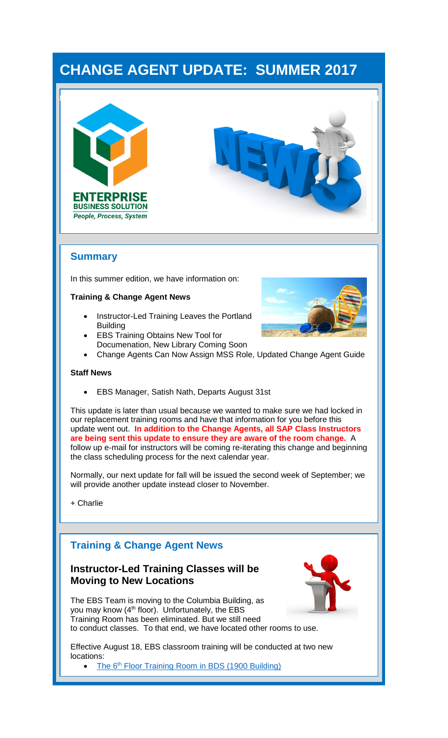# CHANGE AGENT UPDATE: SUMMER 2017

ENTERPRISE BUSINESS SOLUTION
*People, Process, System*

## Summary

In this summer edition, we have information on:

**Training & Change Agent News**

- Instructor-Led Training Leaves the Portland Building
- EBS Training Obtains New Tool for Documenation, New Library Coming Soon
- Change Agents Can Now Assign MSS Role, Updated Change Agent Guide

**Staff News**

- EBS Manager, Satish Nath, Departs August 31st

This update is later than usual because we wanted to make sure we had locked in our replacement training rooms and have that information for you before this update went out. **In addition to the Change Agents, all SAP Class Instructors are being sent this update to ensure they are aware of the room change.** A follow up e-mail for instructors will be coming re-iterating this change and beginning the class scheduling process for the next calendar year.

Normally, our next update for fall will be issued the second week of September; we will provide another update instead closer to November.

+ Charlie

## Training & Change Agent News

### Instructor-Led Training Classes will be Moving to New Locations

The EBS Team is moving to the Columbia Building, as you may know (4th floor). Unfortunately, the EBS Training Room has been eliminated. But we still need to conduct classes. To that end, we have located other rooms to use.

Effective August 18, EBS classroom training will be conducted at two new locations:

- The 6th Floor Training Room in BDS (1900 Building)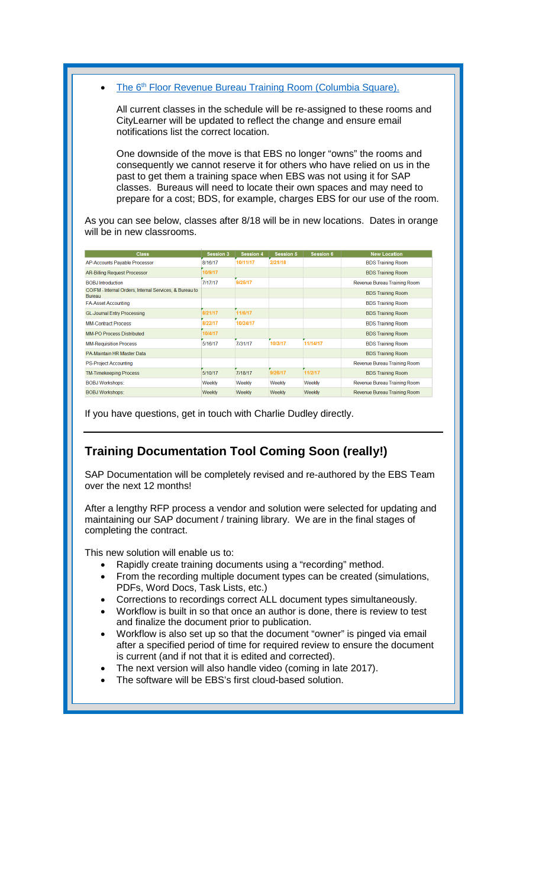- The 6th Floor Revenue Bureau Training Room (Columbia Square).

  All current classes in the schedule will be re-assigned to these rooms and CityLearner will be updated to reflect the change and ensure email notifications list the correct location.

  One downside of the move is that EBS no longer "owns" the rooms and consequently we cannot reserve it for others who have relied on us in the past to get them a training space when EBS was not using it for SAP classes. Bureaus will need to locate their own spaces and may need to prepare for a cost; BDS, for example, charges EBS for our use of the room.

As you can see below, classes after 8/18 will be in new locations. Dates in orange will be in new classrooms.

| Class | Session 3 | Session 4 | Session 5 | Session 6 | New Location |
|---|---|---|---|---|---|
| AP-Accounts Payable Processor | 8/16/17 | 10/11/17 | 2/21/18 | | BDS Training Room |
| AR-Billing Request Processor | 10/9/17 | | | | BDS Training Room |
| BOBJ Introduction | 7/17/17 | 9/25/17 | | | Revenue Bureau Training Room |
| CO/FM - Internal Orders, Internal Services, & Bureau to Bureau | | | | | BDS Training Room |
| FA-Asset Accounting | | | | | BDS Training Room |
| GL-Journal Entry Processing | 8/21/17 | 11/6/17 | | | BDS Training Room |
| MM-Contract Process | 8/22/17 | 10/24/17 | | | BDS Training Room |
| MM-PO Process Distributed | 10/4/17 | | | | BDS Training Room |
| MM-Requisition Process | 5/16/17 | 7/31/17 | 10/3/17 | 11/14/17 | BDS Training Room |
| PA-Maintain HR Master Data | | | | | BDS Training Room |
| PS-Project Accounting | | | | | Revenue Bureau Training Room |
| TM-Timekeeping Process | 5/10/17 | 7/18/17 | 9/26/17 | 11/2/17 | BDS Training Room |
| BOBJ Workshops: | Weekly | Weekly | Weekly | Weekly | Revenue Bureau Training Room |
| BOBJ Workshops: | Weekly | Weekly | Weekly | Weekly | Revenue Bureau Training Room |

If you have questions, get in touch with Charlie Dudley directly.

## Training Documentation Tool Coming Soon (really!)

SAP Documentation will be completely revised and re-authored by the EBS Team over the next 12 months!

After a lengthy RFP process a vendor and solution were selected for updating and maintaining our SAP document / training library. We are in the final stages of completing the contract.

This new solution will enable us to:

- Rapidly create training documents using a "recording" method.
- From the recording multiple document types can be created (simulations, PDFs, Word Docs, Task Lists, etc.)
- Corrections to recordings correct ALL document types simultaneously.
- Workflow is built in so that once an author is done, there is review to test and finalize the document prior to publication.
- Workflow is also set up so that the document "owner" is pinged via email after a specified period of time for required review to ensure the document is current (and if not that it is edited and corrected).
- The next version will also handle video (coming in late 2017).
- The software will be EBS's first cloud-based solution.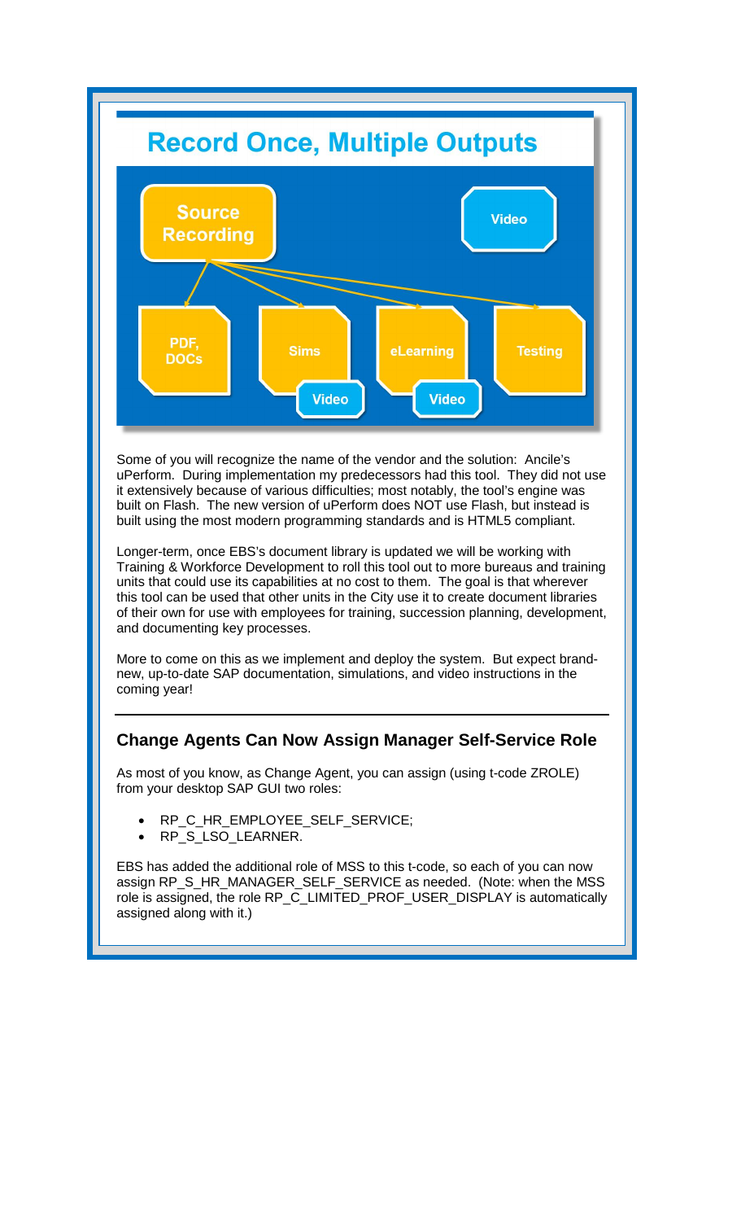## Record Once, Multiple Outputs

Source Recording

Video

PDF, DOCs

Sims

Video

eLearning

Video

Testing

Some of you will recognize the name of the vendor and the solution: Ancile's uPerform. During implementation my predecessors had this tool. They did not use it extensively because of various difficulties; most notably, the tool's engine was built on Flash. The new version of uPerform does NOT use Flash, but instead is built using the most modern programming standards and is HTML5 compliant.

Longer-term, once EBS's document library is updated we will be working with Training & Workforce Development to roll this tool out to more bureaus and training units that could use its capabilities at no cost to them. The goal is that wherever this tool can be used that other units in the City use it to create document libraries of their own for use with employees for training, succession planning, development, and documenting key processes.

More to come on this as we implement and deploy the system. But expect brand-new, up-to-date SAP documentation, simulations, and video instructions in the coming year!

---

### Change Agents Can Now Assign Manager Self-Service Role

As most of you know, as Change Agent, you can assign (using t-code ZROLE) from your desktop SAP GUI two roles:

- RP_C_HR_EMPLOYEE_SELF_SERVICE;
- RP_S_LSO_LEARNER.

EBS has added the additional role of MSS to this t-code, so each of you can now assign RP_S_HR_MANAGER_SELF_SERVICE as needed. (Note: when the MSS role is assigned, the role RP_C_LIMITED_PROF_USER_DISPLAY is automatically assigned along with it.)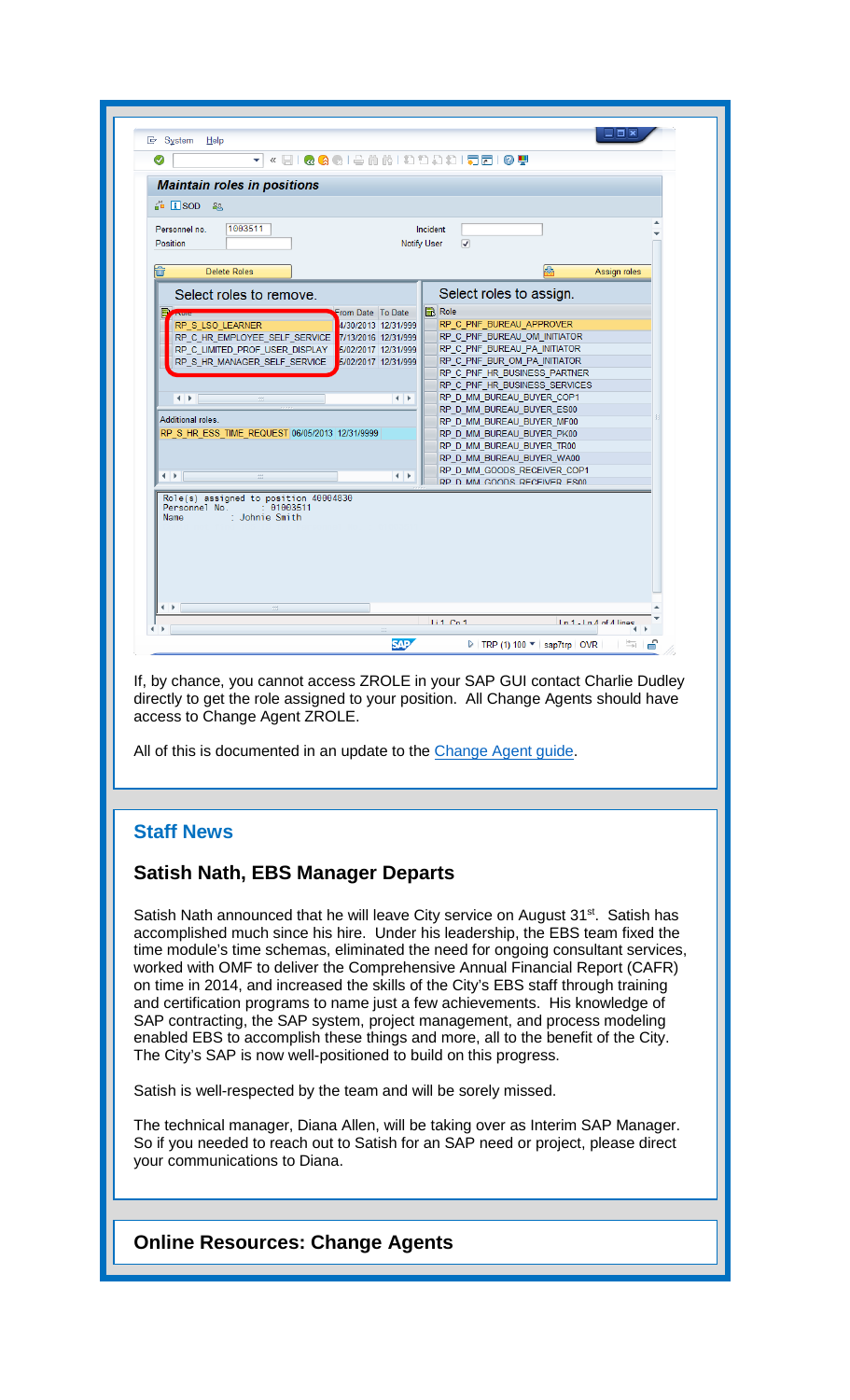If, by chance, you cannot access ZROLE in your SAP GUI contact Charlie Dudley directly to get the role assigned to your position. All Change Agents should have access to Change Agent ZROLE.

All of this is documented in an update to the Change Agent guide.

## Staff News

### Satish Nath, EBS Manager Departs

Satish Nath announced that he will leave City service on August 31st. Satish has accomplished much since his hire. Under his leadership, the EBS team fixed the time module's time schemas, eliminated the need for ongoing consultant services, worked with OMF to deliver the Comprehensive Annual Financial Report (CAFR) on time in 2014, and increased the skills of the City's EBS staff through training and certification programs to name just a few achievements. His knowledge of SAP contracting, the SAP system, project management, and process modeling enabled EBS to accomplish these things and more, all to the benefit of the City. The City's SAP is now well-positioned to build on this progress.

Satish is well-respected by the team and will be sorely missed.

The technical manager, Diana Allen, will be taking over as Interim SAP Manager. So if you needed to reach out to Satish for an SAP need or project, please direct your communications to Diana.

### Online Resources: Change Agents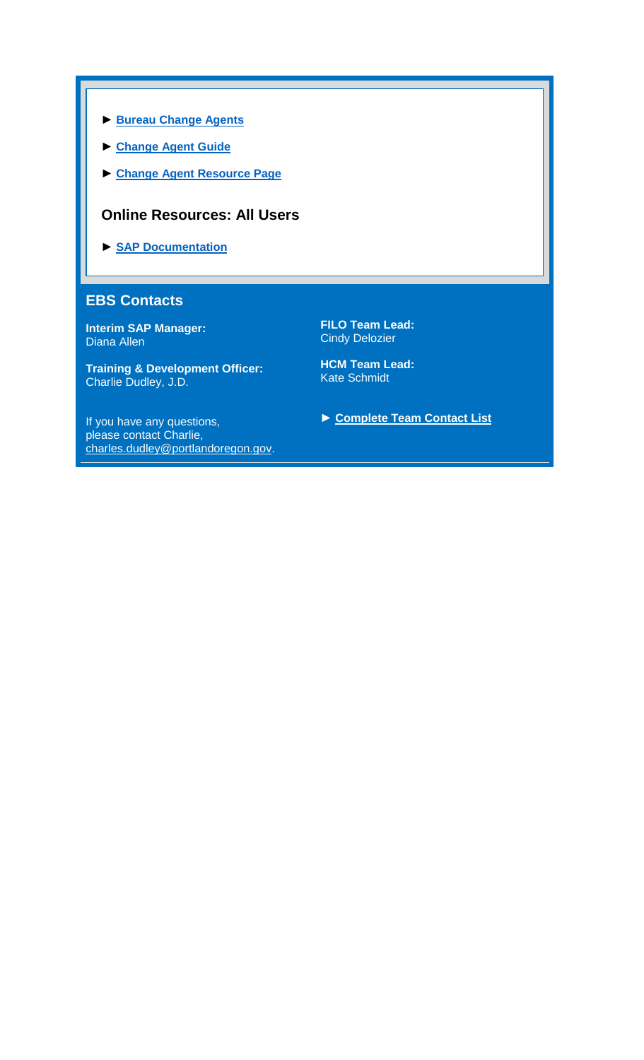► **Bureau Change Agents**

► **Change Agent Guide**

► **Change Agent Resource Page**

### Online Resources: All Users

► **SAP Documentation**

## EBS Contacts

**Interim SAP Manager:**
Diana Allen

**Training & Development Officer:**
Charlie Dudley, J.D.

If you have any questions, please contact Charlie, charles.dudley@portlandoregon.gov.

**FILO Team Lead:**
Cindy Delozier

**HCM Team Lead:**
Kate Schmidt

► **Complete Team Contact List**